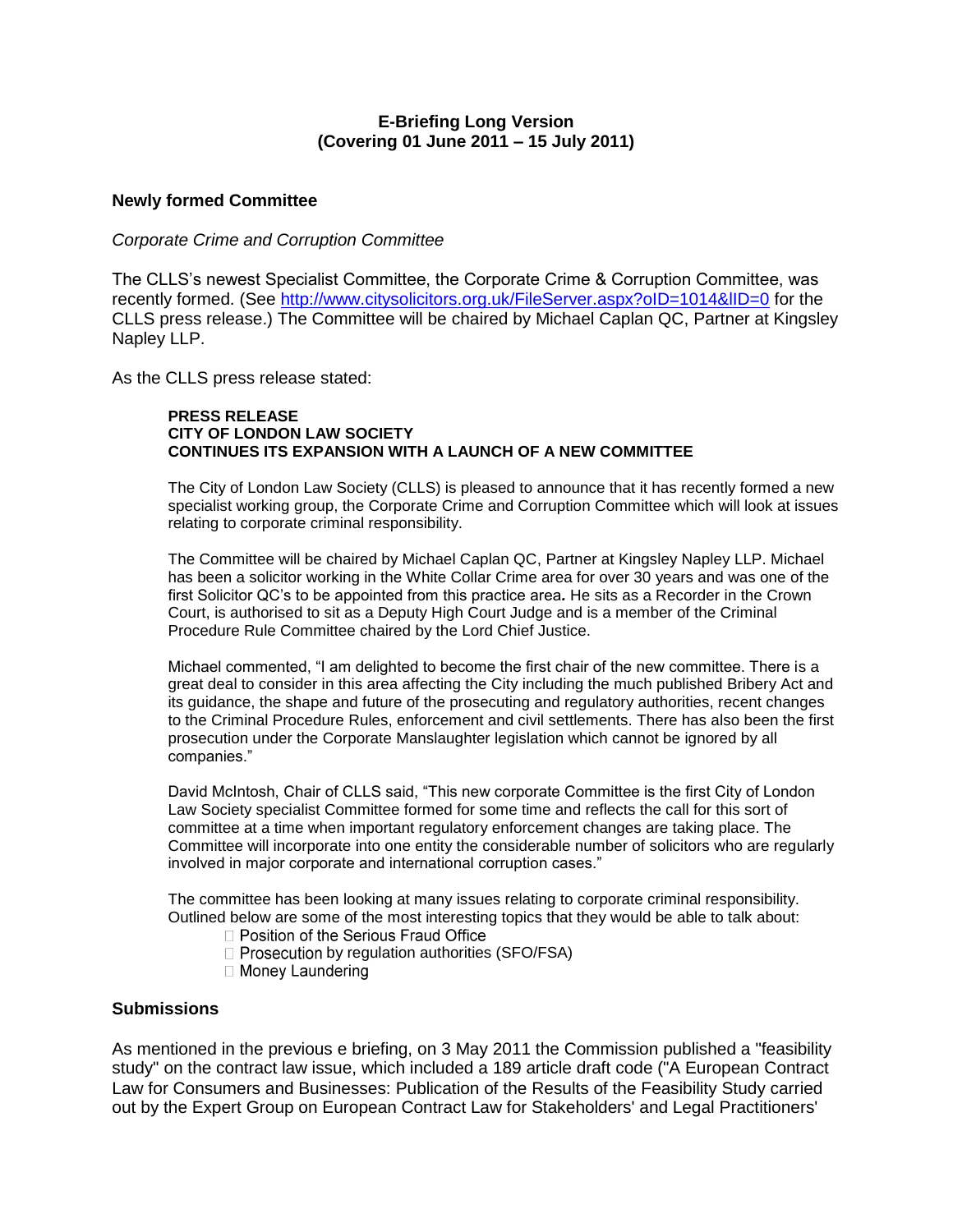**E-Briefing Long Version**
**(Covering 01 June 2011 – 15 July 2011)**

## Newly formed Committee

*Corporate Crime and Corruption Committee*

The CLLS's newest Specialist Committee, the Corporate Crime & Corruption Committee, was recently formed. (See http://www.citysolicitors.org.uk/FileServer.aspx?oID=1014&lID=0 for the CLLS press release.) The Committee will be chaired by Michael Caplan QC, Partner at Kingsley Napley LLP.

As the CLLS press release stated:

> **PRESS RELEASE**
> **CITY OF LONDON LAW SOCIETY**
> **CONTINUES ITS EXPANSION WITH A LAUNCH OF A NEW COMMITTEE**
>
> The City of London Law Society (CLLS) is pleased to announce that it has recently formed a new specialist working group, the Corporate Crime and Corruption Committee which will look at issues relating to corporate criminal responsibility.
>
> The Committee will be chaired by Michael Caplan QC, Partner at Kingsley Napley LLP. Michael has been a solicitor working in the White Collar Crime area for over 30 years and was one of the first Solicitor QC's to be appointed from this practice area**.** He sits as a Recorder in the Crown Court, is authorised to sit as a Deputy High Court Judge and is a member of the Criminal Procedure Rule Committee chaired by the Lord Chief Justice.
>
> Michael commented, "I am delighted to become the first chair of the new committee. There is a great deal to consider in this area affecting the City including the much published Bribery Act and its guidance, the shape and future of the prosecuting and regulatory authorities, recent changes to the Criminal Procedure Rules, enforcement and civil settlements. There has also been the first prosecution under the Corporate Manslaughter legislation which cannot be ignored by all companies."
>
> David McIntosh, Chair of CLLS said, "This new corporate Committee is the first City of London Law Society specialist Committee formed for some time and reflects the call for this sort of committee at a time when important regulatory enforcement changes are taking place. The Committee will incorporate into one entity the considerable number of solicitors who are regularly involved in major corporate and international corruption cases."
>
> The committee has been looking at many issues relating to corporate criminal responsibility. Outlined below are some of the most interesting topics that they would be able to talk about:
>
> - Position of the Serious Fraud Office
> - Prosecution by regulation authorities (SFO/FSA)
> - Money Laundering

## Submissions

As mentioned in the previous e briefing, on 3 May 2011 the Commission published a "feasibility study" on the contract law issue, which included a 189 article draft code ("A European Contract Law for Consumers and Businesses: Publication of the Results of the Feasibility Study carried out by the Expert Group on European Contract Law for Stakeholders' and Legal Practitioners'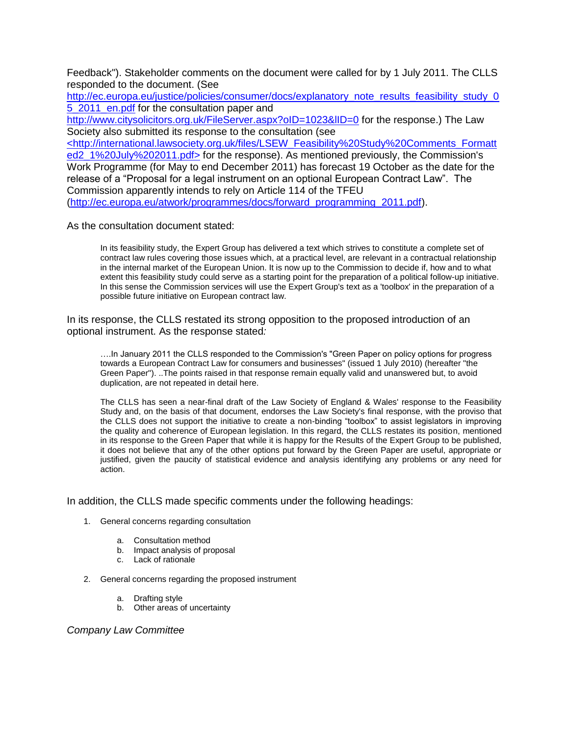Feedback"). Stakeholder comments on the document were called for by 1 July 2011. The CLLS responded to the document. (See http://ec.europa.eu/justice/policies/consumer/docs/explanatory_note_results_feasibility_study_05_2011_en.pdf for the consultation paper and http://www.citysolicitors.org.uk/FileServer.aspx?oID=1023&lID=0 for the response.) The Law Society also submitted its response to the consultation (see <http://international.lawsociety.org.uk/files/LSEW_Feasibility%20Study%20Comments_Formatted2_1%20July%202011.pdf> for the response). As mentioned previously, the Commission's Work Programme (for May to end December 2011) has forecast 19 October as the date for the release of a "Proposal for a legal instrument on an optional European Contract Law". The Commission apparently intends to rely on Article 114 of the TFEU (http://ec.europa.eu/atwork/programmes/docs/forward_programming_2011.pdf).

As the consultation document stated:

> In its feasibility study, the Expert Group has delivered a text which strives to constitute a complete set of contract law rules covering those issues which, at a practical level, are relevant in a contractual relationship in the internal market of the European Union. It is now up to the Commission to decide if, how and to what extent this feasibility study could serve as a starting point for the preparation of a political follow-up initiative. In this sense the Commission services will use the Expert Group's text as a 'toolbox' in the preparation of a possible future initiative on European contract law.

In its response, the CLLS restated its strong opposition to the proposed introduction of an optional instrument. As the response stated*:*

> ….In January 2011 the CLLS responded to the Commission's "Green Paper on policy options for progress towards a European Contract Law for consumers and businesses" (issued 1 July 2010) (hereafter "the Green Paper"). ..The points raised in that response remain equally valid and unanswered but, to avoid duplication, are not repeated in detail here.
>
> The CLLS has seen a near-final draft of the Law Society of England & Wales' response to the Feasibility Study and, on the basis of that document, endorses the Law Society's final response, with the proviso that the CLLS does not support the initiative to create a non-binding "toolbox" to assist legislators in improving the quality and coherence of European legislation. In this regard, the CLLS restates its position, mentioned in its response to the Green Paper that while it is happy for the Results of the Expert Group to be published, it does not believe that any of the other options put forward by the Green Paper are useful, appropriate or justified, given the paucity of statistical evidence and analysis identifying any problems or any need for action.

In addition, the CLLS made specific comments under the following headings:

1. General concerns regarding consultation
   a. Consultation method
   b. Impact analysis of proposal
   c. Lack of rationale
2. General concerns regarding the proposed instrument
   a. Drafting style
   b. Other areas of uncertainty

*Company Law Committee*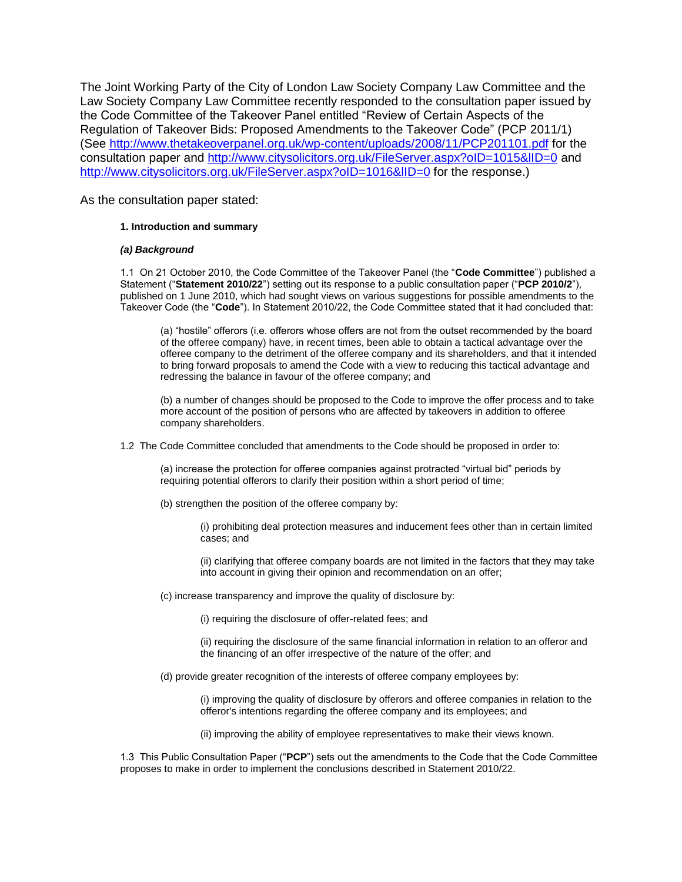The Joint Working Party of the City of London Law Society Company Law Committee and the Law Society Company Law Committee recently responded to the consultation paper issued by the Code Committee of the Takeover Panel entitled "Review of Certain Aspects of the Regulation of Takeover Bids: Proposed Amendments to the Takeover Code" (PCP 2011/1) (See http://www.thetakeoverpanel.org.uk/wp-content/uploads/2008/11/PCP201101.pdf for the consultation paper and http://www.citysolicitors.org.uk/FileServer.aspx?oID=1015&lID=0 and http://www.citysolicitors.org.uk/FileServer.aspx?oID=1016&lID=0 for the response.)

As the consultation paper stated:

> **1. Introduction and summary**
>
> ***(a) Background***
>
> 1.1 On 21 October 2010, the Code Committee of the Takeover Panel (the "**Code Committee**") published a Statement ("**Statement 2010/22**") setting out its response to a public consultation paper ("**PCP 2010/2**"), published on 1 June 2010, which had sought views on various suggestions for possible amendments to the Takeover Code (the "**Code**"). In Statement 2010/22, the Code Committee stated that it had concluded that:
>
> > (a) "hostile" offerors (i.e. offerors whose offers are not from the outset recommended by the board of the offeree company) have, in recent times, been able to obtain a tactical advantage over the offeree company to the detriment of the offeree company and its shareholders, and that it intended to bring forward proposals to amend the Code with a view to reducing this tactical advantage and redressing the balance in favour of the offeree company; and
> >
> > (b) a number of changes should be proposed to the Code to improve the offer process and to take more account of the position of persons who are affected by takeovers in addition to offeree company shareholders.
>
> 1.2 The Code Committee concluded that amendments to the Code should be proposed in order to:
>
> > (a) increase the protection for offeree companies against protracted "virtual bid" periods by requiring potential offerors to clarify their position within a short period of time;
> >
> > (b) strengthen the position of the offeree company by:
> >
> > > (i) prohibiting deal protection measures and inducement fees other than in certain limited cases; and
> > >
> > > (ii) clarifying that offeree company boards are not limited in the factors that they may take into account in giving their opinion and recommendation on an offer;
> >
> > (c) increase transparency and improve the quality of disclosure by:
> >
> > > (i) requiring the disclosure of offer-related fees; and
> > >
> > > (ii) requiring the disclosure of the same financial information in relation to an offeror and the financing of an offer irrespective of the nature of the offer; and
> >
> > (d) provide greater recognition of the interests of offeree company employees by:
> >
> > > (i) improving the quality of disclosure by offerors and offeree companies in relation to the offeror's intentions regarding the offeree company and its employees; and
> > >
> > > (ii) improving the ability of employee representatives to make their views known.
>
> 1.3 This Public Consultation Paper ("**PCP**") sets out the amendments to the Code that the Code Committee proposes to make in order to implement the conclusions described in Statement 2010/22.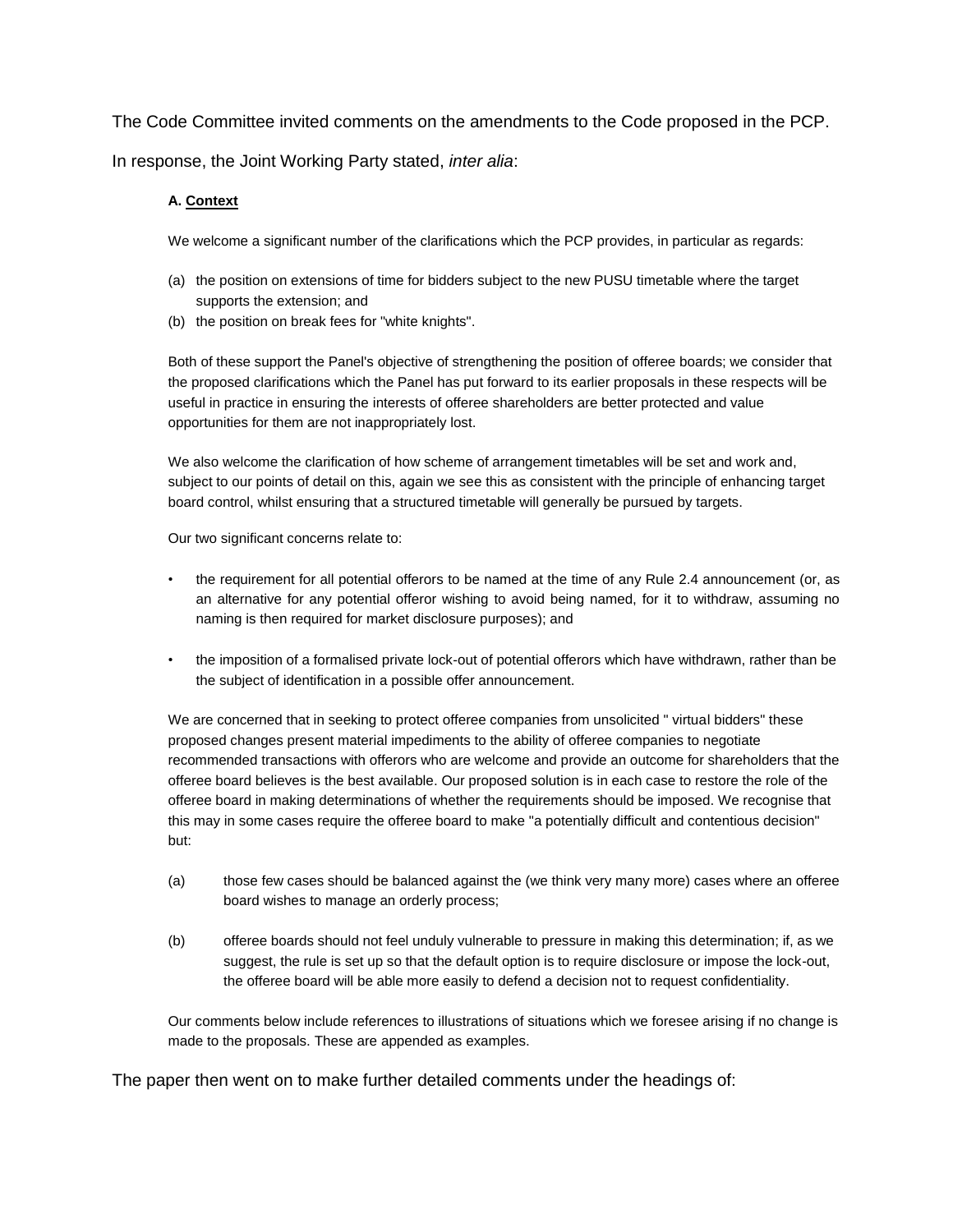The Code Committee invited comments on the amendments to the Code proposed in the PCP.

In response, the Joint Working Party stated, *inter alia*:

**A. Context**

We welcome a significant number of the clarifications which the PCP provides, in particular as regards:

(a) the position on extensions of time for bidders subject to the new PUSU timetable where the target supports the extension; and

(b) the position on break fees for "white knights".

Both of these support the Panel's objective of strengthening the position of offeree boards; we consider that the proposed clarifications which the Panel has put forward to its earlier proposals in these respects will be useful in practice in ensuring the interests of offeree shareholders are better protected and value opportunities for them are not inappropriately lost.

We also welcome the clarification of how scheme of arrangement timetables will be set and work and, subject to our points of detail on this, again we see this as consistent with the principle of enhancing target board control, whilst ensuring that a structured timetable will generally be pursued by targets.

Our two significant concerns relate to:

- the requirement for all potential offerors to be named at the time of any Rule 2.4 announcement (or, as an alternative for any potential offeror wishing to avoid being named, for it to withdraw, assuming no naming is then required for market disclosure purposes); and
- the imposition of a formalised private lock-out of potential offerors which have withdrawn, rather than be the subject of identification in a possible offer announcement.

We are concerned that in seeking to protect offeree companies from unsolicited " virtual bidders" these proposed changes present material impediments to the ability of offeree companies to negotiate recommended transactions with offerors who are welcome and provide an outcome for shareholders that the offeree board believes is the best available. Our proposed solution is in each case to restore the role of the offeree board in making determinations of whether the requirements should be imposed. We recognise that this may in some cases require the offeree board to make "a potentially difficult and contentious decision" but:

(a) those few cases should be balanced against the (we think very many more) cases where an offeree board wishes to manage an orderly process;

(b) offeree boards should not feel unduly vulnerable to pressure in making this determination; if, as we suggest, the rule is set up so that the default option is to require disclosure or impose the lock-out, the offeree board will be able more easily to defend a decision not to request confidentiality.

Our comments below include references to illustrations of situations which we foresee arising if no change is made to the proposals. These are appended as examples.

The paper then went on to make further detailed comments under the headings of: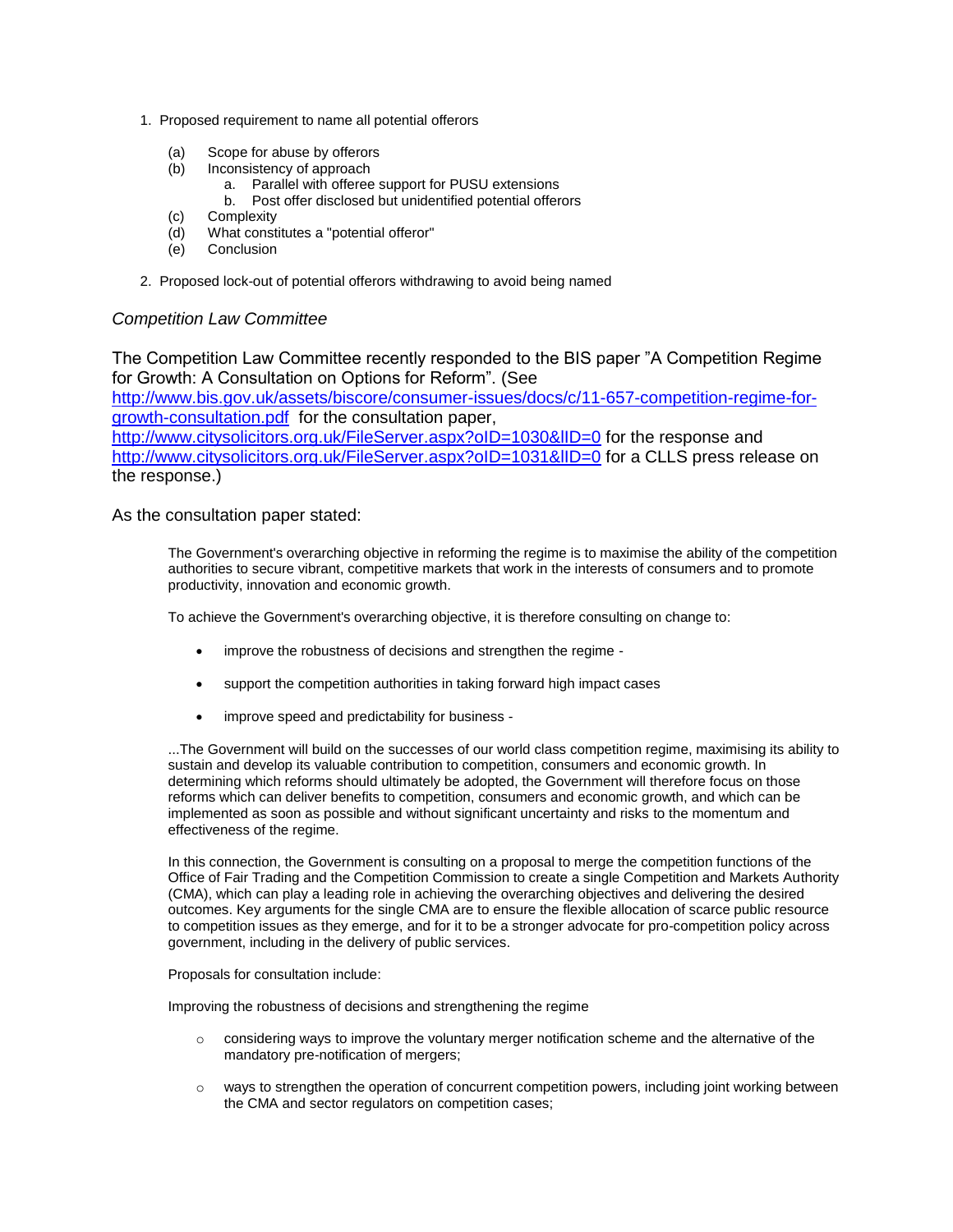1. Proposed requirement to name all potential offerors

    (a) Scope for abuse by offerors

    (b) Inconsistency of approach

        a. Parallel with offeree support for PUSU extensions

        b. Post offer disclosed but unidentified potential offerors

    (c) Complexity

    (d) What constitutes a "potential offeror"

    (e) Conclusion

2. Proposed lock-out of potential offerors withdrawing to avoid being named

### *Competition Law Committee*

The Competition Law Committee recently responded to the BIS paper "A Competition Regime for Growth: A Consultation on Options for Reform". (See http://www.bis.gov.uk/assets/biscore/consumer-issues/docs/c/11-657-competition-regime-for-growth-consultation.pdf for the consultation paper, http://www.citysolicitors.org.uk/FileServer.aspx?oID=1030&lID=0 for the response and http://www.citysolicitors.org.uk/FileServer.aspx?oID=1031&lID=0 for a CLLS press release on the response.)

As the consultation paper stated:

> The Government's overarching objective in reforming the regime is to maximise the ability of the competition authorities to secure vibrant, competitive markets that work in the interests of consumers and to promote productivity, innovation and economic growth.
>
> To achieve the Government's overarching objective, it is therefore consulting on change to:
>
> - improve the robustness of decisions and strengthen the regime -
> - support the competition authorities in taking forward high impact cases
> - improve speed and predictability for business -
>
> ...The Government will build on the successes of our world class competition regime, maximising its ability to sustain and develop its valuable contribution to competition, consumers and economic growth. In determining which reforms should ultimately be adopted, the Government will therefore focus on those reforms which can deliver benefits to competition, consumers and economic growth, and which can be implemented as soon as possible and without significant uncertainty and risks to the momentum and effectiveness of the regime.
>
> In this connection, the Government is consulting on a proposal to merge the competition functions of the Office of Fair Trading and the Competition Commission to create a single Competition and Markets Authority (CMA), which can play a leading role in achieving the overarching objectives and delivering the desired outcomes. Key arguments for the single CMA are to ensure the flexible allocation of scarce public resource to competition issues as they emerge, and for it to be a stronger advocate for pro-competition policy across government, including in the delivery of public services.
>
> Proposals for consultation include:
>
> Improving the robustness of decisions and strengthening the regime
>
> - considering ways to improve the voluntary merger notification scheme and the alternative of the mandatory pre-notification of mergers;
> - ways to strengthen the operation of concurrent competition powers, including joint working between the CMA and sector regulators on competition cases;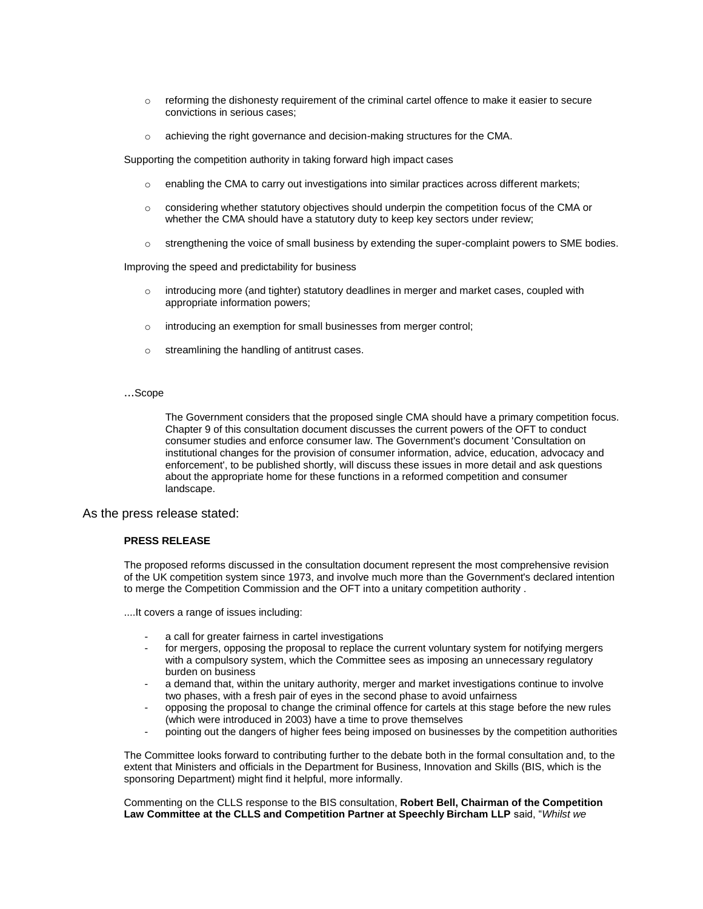- reforming the dishonesty requirement of the criminal cartel offence to make it easier to secure convictions in serious cases;
- achieving the right governance and decision-making structures for the CMA.

Supporting the competition authority in taking forward high impact cases

- enabling the CMA to carry out investigations into similar practices across different markets;
- considering whether statutory objectives should underpin the competition focus of the CMA or whether the CMA should have a statutory duty to keep key sectors under review;
- strengthening the voice of small business by extending the super-complaint powers to SME bodies.

Improving the speed and predictability for business

- introducing more (and tighter) statutory deadlines in merger and market cases, coupled with appropriate information powers;
- introducing an exemption for small businesses from merger control;
- streamlining the handling of antitrust cases.

…Scope

> The Government considers that the proposed single CMA should have a primary competition focus. Chapter 9 of this consultation document discusses the current powers of the OFT to conduct consumer studies and enforce consumer law. The Government's document 'Consultation on institutional changes for the provision of consumer information, advice, education, advocacy and enforcement', to be published shortly, will discuss these issues in more detail and ask questions about the appropriate home for these functions in a reformed competition and consumer landscape.

As the press release stated:

> **PRESS RELEASE**
>
> The proposed reforms discussed in the consultation document represent the most comprehensive revision of the UK competition system since 1973, and involve much more than the Government's declared intention to merge the Competition Commission and the OFT into a unitary competition authority .
>
> ....It covers a range of issues including:
>
> - a call for greater fairness in cartel investigations
> - for mergers, opposing the proposal to replace the current voluntary system for notifying mergers with a compulsory system, which the Committee sees as imposing an unnecessary regulatory burden on business
> - a demand that, within the unitary authority, merger and market investigations continue to involve two phases, with a fresh pair of eyes in the second phase to avoid unfairness
> - opposing the proposal to change the criminal offence for cartels at this stage before the new rules (which were introduced in 2003) have a time to prove themselves
> - pointing out the dangers of higher fees being imposed on businesses by the competition authorities
>
> The Committee looks forward to contributing further to the debate both in the formal consultation and, to the extent that Ministers and officials in the Department for Business, Innovation and Skills (BIS, which is the sponsoring Department) might find it helpful, more informally.
>
> Commenting on the CLLS response to the BIS consultation, **Robert Bell, Chairman of the Competition Law Committee at the CLLS and Competition Partner at Speechly Bircham LLP** said, "*Whilst we*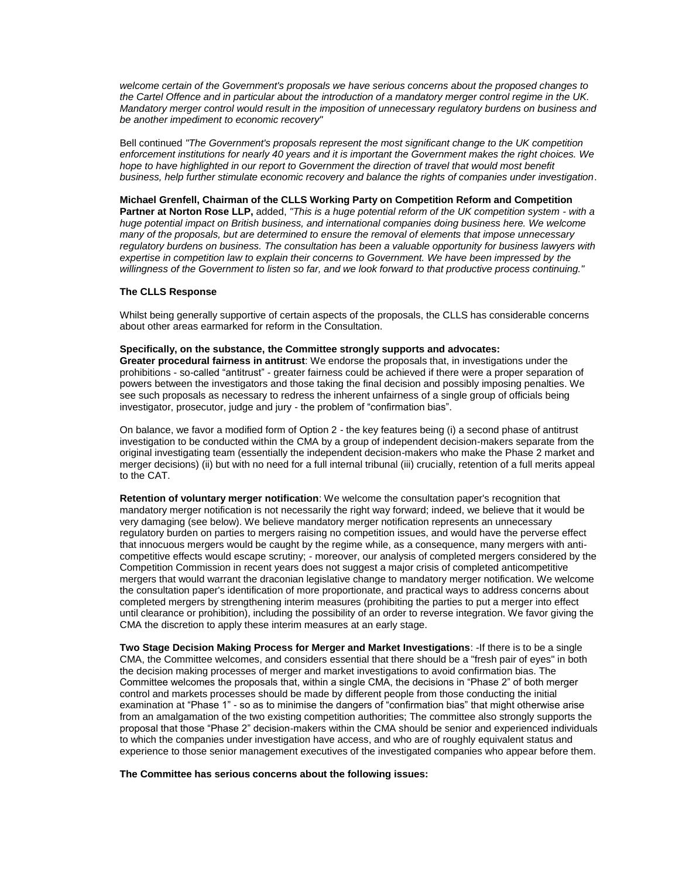*welcome certain of the Government's proposals we have serious concerns about the proposed changes to the Cartel Offence and in particular about the introduction of a mandatory merger control regime in the UK. Mandatory merger control would result in the imposition of unnecessary regulatory burdens on business and be another impediment to economic recovery"*

Bell continued *"The Government's proposals represent the most significant change to the UK competition enforcement institutions for nearly 40 years and it is important the Government makes the right choices. We hope to have highlighted in our report to Government the direction of travel that would most benefit business, help further stimulate economic recovery and balance the rights of companies under investigation*.

**Michael Grenfell, Chairman of the CLLS Working Party on Competition Reform and Competition Partner at Norton Rose LLP,** added, *"This is a huge potential reform of the UK competition system - with a huge potential impact on British business, and international companies doing business here. We welcome many of the proposals, but are determined to ensure the removal of elements that impose unnecessary regulatory burdens on business. The consultation has been a valuable opportunity for business lawyers with expertise in competition law to explain their concerns to Government. We have been impressed by the willingness of the Government to listen so far, and we look forward to that productive process continuing."*

**The CLLS Response**

Whilst being generally supportive of certain aspects of the proposals, the CLLS has considerable concerns about other areas earmarked for reform in the Consultation.

**Specifically, on the substance, the Committee strongly supports and advocates:**

**Greater procedural fairness in antitrust**: We endorse the proposals that, in investigations under the prohibitions - so-called "antitrust" - greater fairness could be achieved if there were a proper separation of powers between the investigators and those taking the final decision and possibly imposing penalties. We see such proposals as necessary to redress the inherent unfairness of a single group of officials being investigator, prosecutor, judge and jury - the problem of "confirmation bias".

On balance, we favor a modified form of Option 2 - the key features being (i) a second phase of antitrust investigation to be conducted within the CMA by a group of independent decision-makers separate from the original investigating team (essentially the independent decision-makers who make the Phase 2 market and merger decisions) (ii) but with no need for a full internal tribunal (iii) crucially, retention of a full merits appeal to the CAT.

**Retention of voluntary merger notification**: We welcome the consultation paper's recognition that mandatory merger notification is not necessarily the right way forward; indeed, we believe that it would be very damaging (see below). We believe mandatory merger notification represents an unnecessary regulatory burden on parties to mergers raising no competition issues, and would have the perverse effect that innocuous mergers would be caught by the regime while, as a consequence, many mergers with anti-competitive effects would escape scrutiny; - moreover, our analysis of completed mergers considered by the Competition Commission in recent years does not suggest a major crisis of completed anticompetitive mergers that would warrant the draconian legislative change to mandatory merger notification. We welcome the consultation paper's identification of more proportionate, and practical ways to address concerns about completed mergers by strengthening interim measures (prohibiting the parties to put a merger into effect until clearance or prohibition), including the possibility of an order to reverse integration. We favor giving the CMA the discretion to apply these interim measures at an early stage.

**Two Stage Decision Making Process for Merger and Market Investigations**: -If there is to be a single CMA, the Committee welcomes, and considers essential that there should be a "fresh pair of eyes" in both the decision making processes of merger and market investigations to avoid confirmation bias. The Committee welcomes the proposals that, within a single CMA, the decisions in "Phase 2" of both merger control and markets processes should be made by different people from those conducting the initial examination at "Phase 1" - so as to minimise the dangers of "confirmation bias" that might otherwise arise from an amalgamation of the two existing competition authorities; The committee also strongly supports the proposal that those "Phase 2" decision-makers within the CMA should be senior and experienced individuals to which the companies under investigation have access, and who are of roughly equivalent status and experience to those senior management executives of the investigated companies who appear before them.

**The Committee has serious concerns about the following issues:**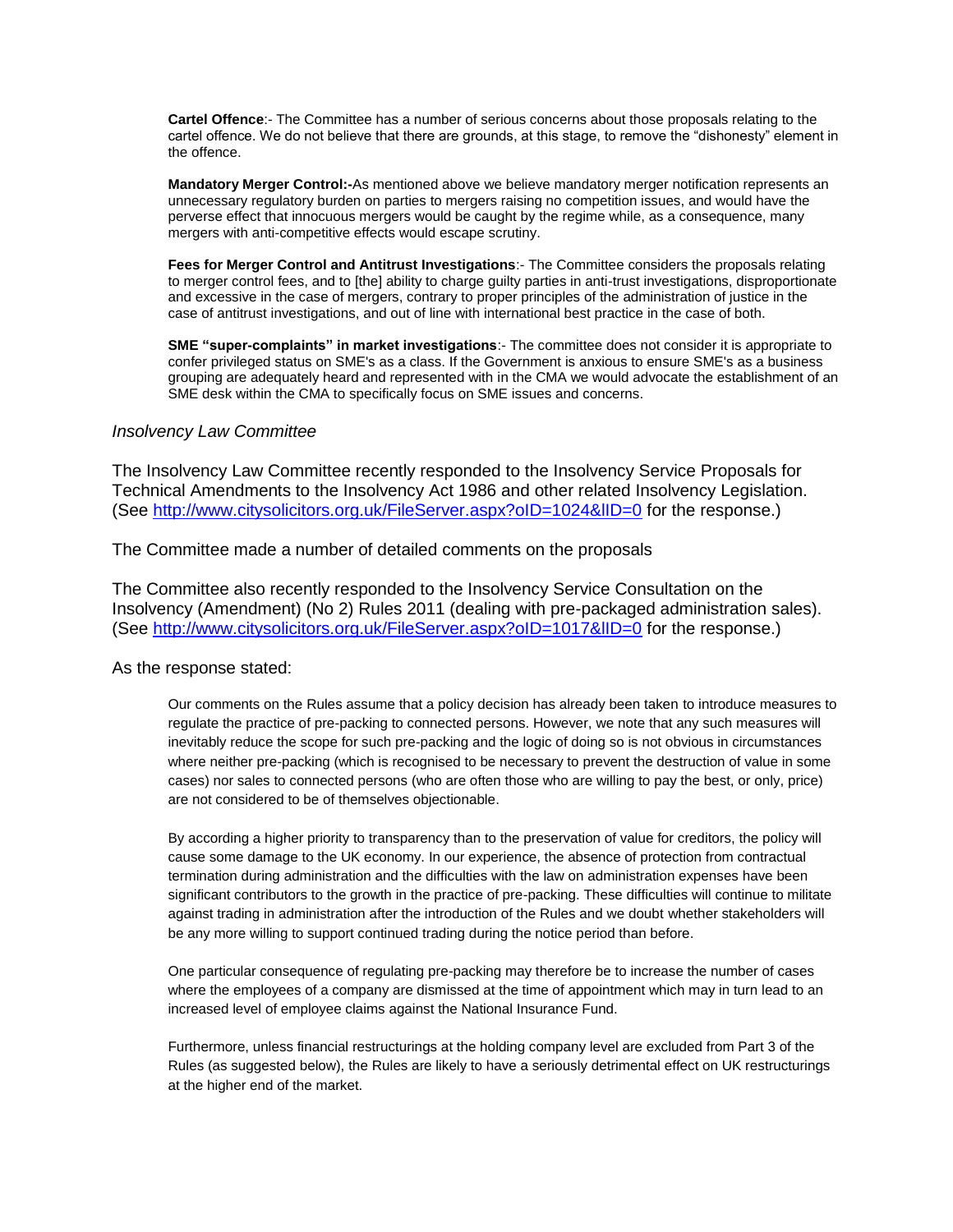**Cartel Offence**:- The Committee has a number of serious concerns about those proposals relating to the cartel offence. We do not believe that there are grounds, at this stage, to remove the "dishonesty" element in the offence.

**Mandatory Merger Control:-**As mentioned above we believe mandatory merger notification represents an unnecessary regulatory burden on parties to mergers raising no competition issues, and would have the perverse effect that innocuous mergers would be caught by the regime while, as a consequence, many mergers with anti-competitive effects would escape scrutiny.

**Fees for Merger Control and Antitrust Investigations**:- The Committee considers the proposals relating to merger control fees, and to [the] ability to charge guilty parties in anti-trust investigations, disproportionate and excessive in the case of mergers, contrary to proper principles of the administration of justice in the case of antitrust investigations, and out of line with international best practice in the case of both.

**SME "super-complaints" in market investigations**:- The committee does not consider it is appropriate to confer privileged status on SME's as a class. If the Government is anxious to ensure SME's as a business grouping are adequately heard and represented with in the CMA we would advocate the establishment of an SME desk within the CMA to specifically focus on SME issues and concerns.

*Insolvency Law Committee*

The Insolvency Law Committee recently responded to the Insolvency Service Proposals for Technical Amendments to the Insolvency Act 1986 and other related Insolvency Legislation. (See http://www.citysolicitors.org.uk/FileServer.aspx?oID=1024&lID=0 for the response.)

The Committee made a number of detailed comments on the proposals

The Committee also recently responded to the Insolvency Service Consultation on the Insolvency (Amendment) (No 2) Rules 2011 (dealing with pre-packaged administration sales). (See http://www.citysolicitors.org.uk/FileServer.aspx?oID=1017&lID=0 for the response.)

As the response stated:

> Our comments on the Rules assume that a policy decision has already been taken to introduce measures to regulate the practice of pre-packing to connected persons. However, we note that any such measures will inevitably reduce the scope for such pre-packing and the logic of doing so is not obvious in circumstances where neither pre-packing (which is recognised to be necessary to prevent the destruction of value in some cases) nor sales to connected persons (who are often those who are willing to pay the best, or only, price) are not considered to be of themselves objectionable.
>
> By according a higher priority to transparency than to the preservation of value for creditors, the policy will cause some damage to the UK economy. In our experience, the absence of protection from contractual termination during administration and the difficulties with the law on administration expenses have been significant contributors to the growth in the practice of pre-packing. These difficulties will continue to militate against trading in administration after the introduction of the Rules and we doubt whether stakeholders will be any more willing to support continued trading during the notice period than before.
>
> One particular consequence of regulating pre-packing may therefore be to increase the number of cases where the employees of a company are dismissed at the time of appointment which may in turn lead to an increased level of employee claims against the National Insurance Fund.
>
> Furthermore, unless financial restructurings at the holding company level are excluded from Part 3 of the Rules (as suggested below), the Rules are likely to have a seriously detrimental effect on UK restructurings at the higher end of the market.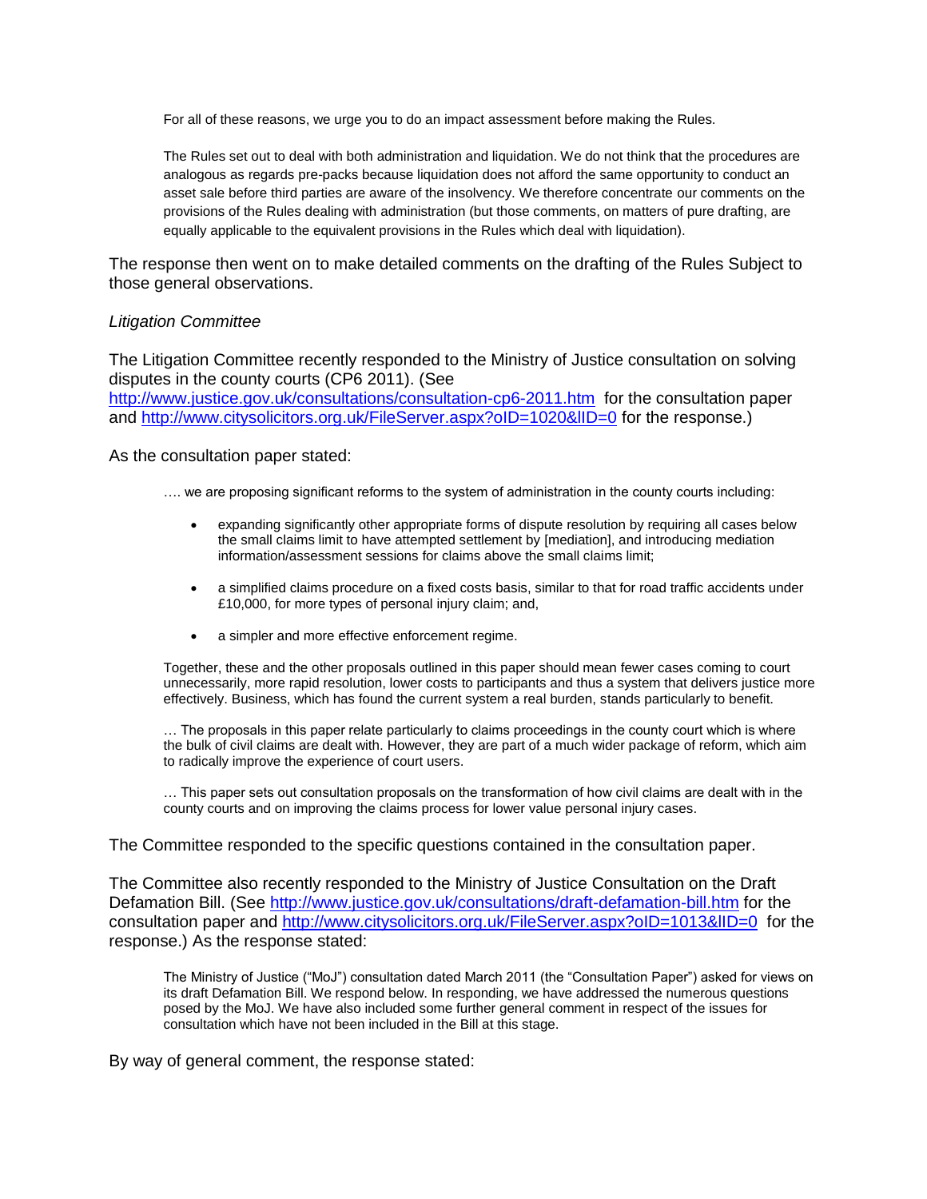> For all of these reasons, we urge you to do an impact assessment before making the Rules.
>
> The Rules set out to deal with both administration and liquidation. We do not think that the procedures are analogous as regards pre-packs because liquidation does not afford the same opportunity to conduct an asset sale before third parties are aware of the insolvency. We therefore concentrate our comments on the provisions of the Rules dealing with administration (but those comments, on matters of pure drafting, are equally applicable to the equivalent provisions in the Rules which deal with liquidation).

The response then went on to make detailed comments on the drafting of the Rules Subject to those general observations.

*Litigation Committee*

The Litigation Committee recently responded to the Ministry of Justice consultation on solving disputes in the county courts (CP6 2011). (See http://www.justice.gov.uk/consultations/consultation-cp6-2011.htm for the consultation paper and http://www.citysolicitors.org.uk/FileServer.aspx?oID=1020&lID=0 for the response.)

As the consultation paper stated:

> …. we are proposing significant reforms to the system of administration in the county courts including:
>
> - expanding significantly other appropriate forms of dispute resolution by requiring all cases below the small claims limit to have attempted settlement by [mediation], and introducing mediation information/assessment sessions for claims above the small claims limit;
> - a simplified claims procedure on a fixed costs basis, similar to that for road traffic accidents under £10,000, for more types of personal injury claim; and,
> - a simpler and more effective enforcement regime.
>
> Together, these and the other proposals outlined in this paper should mean fewer cases coming to court unnecessarily, more rapid resolution, lower costs to participants and thus a system that delivers justice more effectively. Business, which has found the current system a real burden, stands particularly to benefit.
>
> … The proposals in this paper relate particularly to claims proceedings in the county court which is where the bulk of civil claims are dealt with. However, they are part of a much wider package of reform, which aim to radically improve the experience of court users.
>
> … This paper sets out consultation proposals on the transformation of how civil claims are dealt with in the county courts and on improving the claims process for lower value personal injury cases.

The Committee responded to the specific questions contained in the consultation paper.

The Committee also recently responded to the Ministry of Justice Consultation on the Draft Defamation Bill. (See http://www.justice.gov.uk/consultations/draft-defamation-bill.htm for the consultation paper and http://www.citysolicitors.org.uk/FileServer.aspx?oID=1013&lID=0 for the response.) As the response stated:

> The Ministry of Justice ("MoJ") consultation dated March 2011 (the "Consultation Paper") asked for views on its draft Defamation Bill. We respond below. In responding, we have addressed the numerous questions posed by the MoJ. We have also included some further general comment in respect of the issues for consultation which have not been included in the Bill at this stage.

By way of general comment, the response stated: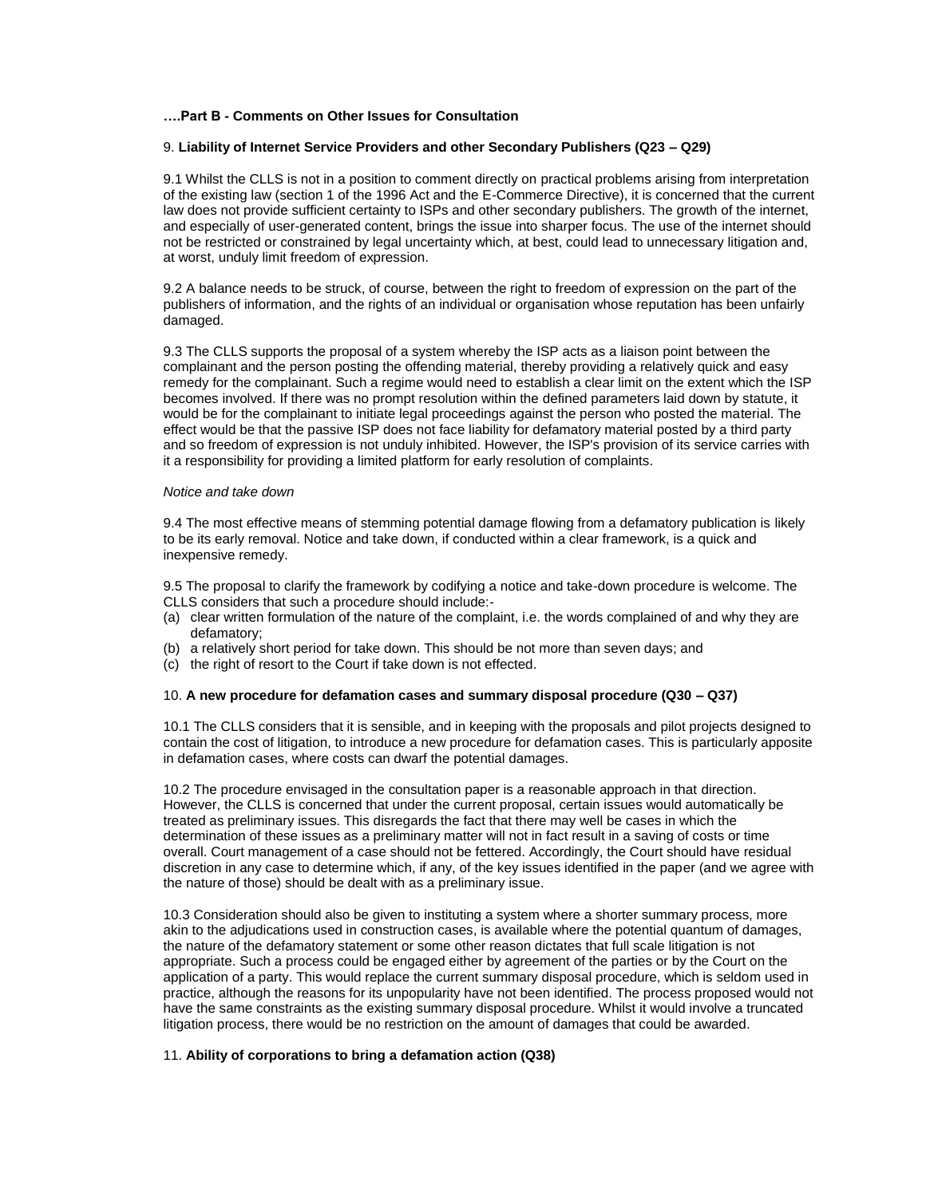**….Part B - Comments on Other Issues for Consultation**

9. **Liability of Internet Service Providers and other Secondary Publishers (Q23 – Q29)**

9.1 Whilst the CLLS is not in a position to comment directly on practical problems arising from interpretation of the existing law (section 1 of the 1996 Act and the E-Commerce Directive), it is concerned that the current law does not provide sufficient certainty to ISPs and other secondary publishers. The growth of the internet, and especially of user-generated content, brings the issue into sharper focus. The use of the internet should not be restricted or constrained by legal uncertainty which, at best, could lead to unnecessary litigation and, at worst, unduly limit freedom of expression.

9.2 A balance needs to be struck, of course, between the right to freedom of expression on the part of the publishers of information, and the rights of an individual or organisation whose reputation has been unfairly damaged.

9.3 The CLLS supports the proposal of a system whereby the ISP acts as a liaison point between the complainant and the person posting the offending material, thereby providing a relatively quick and easy remedy for the complainant. Such a regime would need to establish a clear limit on the extent which the ISP becomes involved. If there was no prompt resolution within the defined parameters laid down by statute, it would be for the complainant to initiate legal proceedings against the person who posted the material. The effect would be that the passive ISP does not face liability for defamatory material posted by a third party and so freedom of expression is not unduly inhibited. However, the ISP's provision of its service carries with it a responsibility for providing a limited platform for early resolution of complaints.

*Notice and take down*

9.4 The most effective means of stemming potential damage flowing from a defamatory publication is likely to be its early removal. Notice and take down, if conducted within a clear framework, is a quick and inexpensive remedy.

9.5 The proposal to clarify the framework by codifying a notice and take-down procedure is welcome. The CLLS considers that such a procedure should include:-

(a) clear written formulation of the nature of the complaint, i.e. the words complained of and why they are defamatory;
(b) a relatively short period for take down. This should be not more than seven days; and
(c) the right of resort to the Court if take down is not effected.

10. **A new procedure for defamation cases and summary disposal procedure (Q30 – Q37)**

10.1 The CLLS considers that it is sensible, and in keeping with the proposals and pilot projects designed to contain the cost of litigation, to introduce a new procedure for defamation cases. This is particularly apposite in defamation cases, where costs can dwarf the potential damages.

10.2 The procedure envisaged in the consultation paper is a reasonable approach in that direction. However, the CLLS is concerned that under the current proposal, certain issues would automatically be treated as preliminary issues. This disregards the fact that there may well be cases in which the determination of these issues as a preliminary matter will not in fact result in a saving of costs or time overall. Court management of a case should not be fettered. Accordingly, the Court should have residual discretion in any case to determine which, if any, of the key issues identified in the paper (and we agree with the nature of those) should be dealt with as a preliminary issue.

10.3 Consideration should also be given to instituting a system where a shorter summary process, more akin to the adjudications used in construction cases, is available where the potential quantum of damages, the nature of the defamatory statement or some other reason dictates that full scale litigation is not appropriate. Such a process could be engaged either by agreement of the parties or by the Court on the application of a party. This would replace the current summary disposal procedure, which is seldom used in practice, although the reasons for its unpopularity have not been identified. The process proposed would not have the same constraints as the existing summary disposal procedure. Whilst it would involve a truncated litigation process, there would be no restriction on the amount of damages that could be awarded.

11. **Ability of corporations to bring a defamation action (Q38)**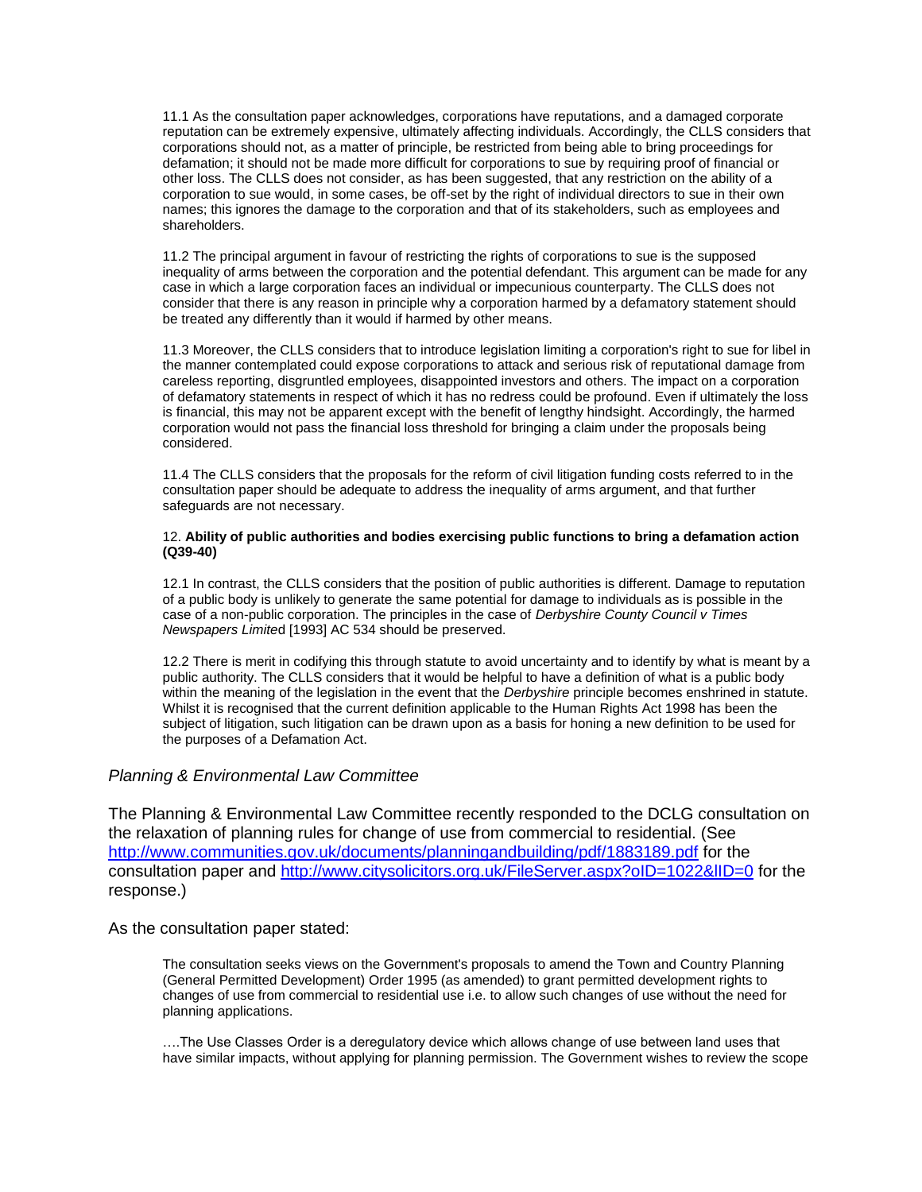11.1 As the consultation paper acknowledges, corporations have reputations, and a damaged corporate reputation can be extremely expensive, ultimately affecting individuals. Accordingly, the CLLS considers that corporations should not, as a matter of principle, be restricted from being able to bring proceedings for defamation; it should not be made more difficult for corporations to sue by requiring proof of financial or other loss. The CLLS does not consider, as has been suggested, that any restriction on the ability of a corporation to sue would, in some cases, be off-set by the right of individual directors to sue in their own names; this ignores the damage to the corporation and that of its stakeholders, such as employees and shareholders.

11.2 The principal argument in favour of restricting the rights of corporations to sue is the supposed inequality of arms between the corporation and the potential defendant. This argument can be made for any case in which a large corporation faces an individual or impecunious counterparty. The CLLS does not consider that there is any reason in principle why a corporation harmed by a defamatory statement should be treated any differently than it would if harmed by other means.

11.3 Moreover, the CLLS considers that to introduce legislation limiting a corporation's right to sue for libel in the manner contemplated could expose corporations to attack and serious risk of reputational damage from careless reporting, disgruntled employees, disappointed investors and others. The impact on a corporation of defamatory statements in respect of which it has no redress could be profound. Even if ultimately the loss is financial, this may not be apparent except with the benefit of lengthy hindsight. Accordingly, the harmed corporation would not pass the financial loss threshold for bringing a claim under the proposals being considered.

11.4 The CLLS considers that the proposals for the reform of civil litigation funding costs referred to in the consultation paper should be adequate to address the inequality of arms argument, and that further safeguards are not necessary.

12. **Ability of public authorities and bodies exercising public functions to bring a defamation action (Q39-40)**

12.1 In contrast, the CLLS considers that the position of public authorities is different. Damage to reputation of a public body is unlikely to generate the same potential for damage to individuals as is possible in the case of a non-public corporation. The principles in the case of *Derbyshire County Council v Times Newspapers Limited* [1993] AC 534 should be preserved.

12.2 There is merit in codifying this through statute to avoid uncertainty and to identify by what is meant by a public authority. The CLLS considers that it would be helpful to have a definition of what is a public body within the meaning of the legislation in the event that the *Derbyshire* principle becomes enshrined in statute. Whilst it is recognised that the current definition applicable to the Human Rights Act 1998 has been the subject of litigation, such litigation can be drawn upon as a basis for honing a new definition to be used for the purposes of a Defamation Act.

### *Planning & Environmental Law Committee*

The Planning & Environmental Law Committee recently responded to the DCLG consultation on the relaxation of planning rules for change of use from commercial to residential. (See http://www.communities.gov.uk/documents/planningandbuilding/pdf/1883189.pdf for the consultation paper and http://www.citysolicitors.org.uk/FileServer.aspx?oID=1022&lID=0 for the response.)

As the consultation paper stated:

> The consultation seeks views on the Government's proposals to amend the Town and Country Planning (General Permitted Development) Order 1995 (as amended) to grant permitted development rights to changes of use from commercial to residential use i.e. to allow such changes of use without the need for planning applications.
>
> ….The Use Classes Order is a deregulatory device which allows change of use between land uses that have similar impacts, without applying for planning permission. The Government wishes to review the scope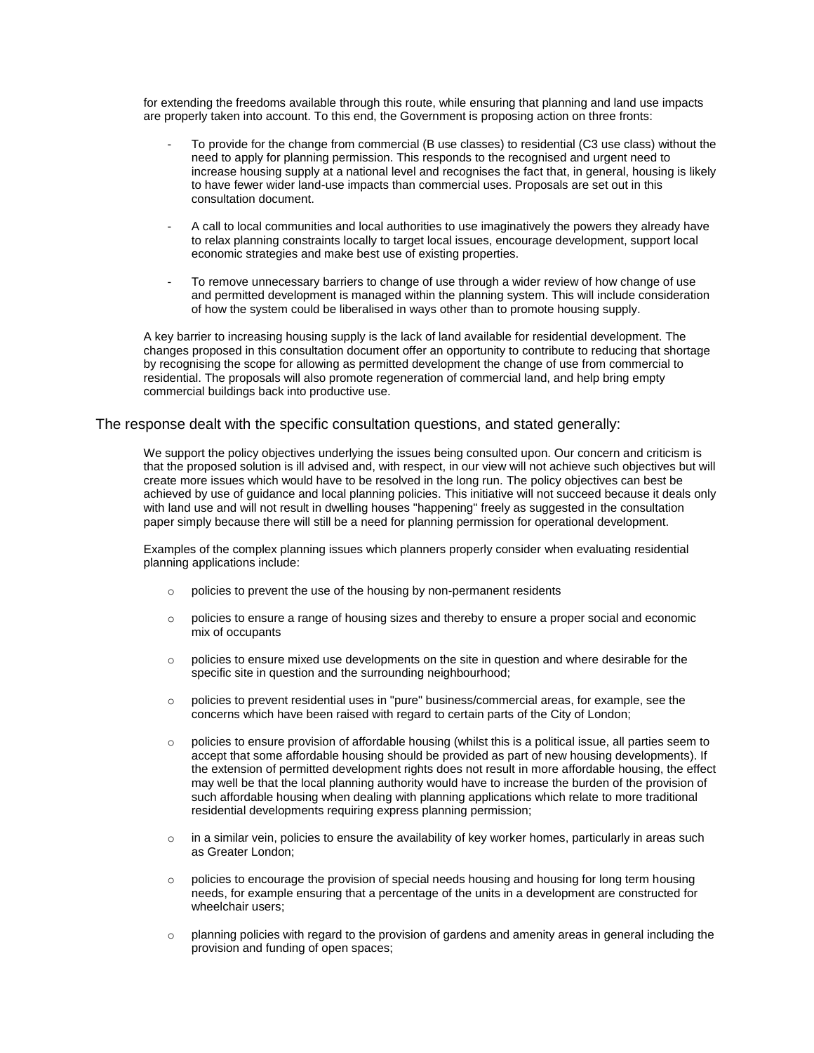> for extending the freedoms available through this route, while ensuring that planning and land use impacts are properly taken into account. To this end, the Government is proposing action on three fronts:
>
> - To provide for the change from commercial (B use classes) to residential (C3 use class) without the need to apply for planning permission. This responds to the recognised and urgent need to increase housing supply at a national level and recognises the fact that, in general, housing is likely to have fewer wider land-use impacts than commercial uses. Proposals are set out in this consultation document.
>
> - A call to local communities and local authorities to use imaginatively the powers they already have to relax planning constraints locally to target local issues, encourage development, support local economic strategies and make best use of existing properties.
>
> - To remove unnecessary barriers to change of use through a wider review of how change of use and permitted development is managed within the planning system. This will include consideration of how the system could be liberalised in ways other than to promote housing supply.
>
> A key barrier to increasing housing supply is the lack of land available for residential development. The changes proposed in this consultation document offer an opportunity to contribute to reducing that shortage by recognising the scope for allowing as permitted development the change of use from commercial to residential. The proposals will also promote regeneration of commercial land, and help bring empty commercial buildings back into productive use.

The response dealt with the specific consultation questions, and stated generally:

> We support the policy objectives underlying the issues being consulted upon. Our concern and criticism is that the proposed solution is ill advised and, with respect, in our view will not achieve such objectives but will create more issues which would have to be resolved in the long run. The policy objectives can best be achieved by use of guidance and local planning policies. This initiative will not succeed because it deals only with land use and will not result in dwelling houses "happening" freely as suggested in the consultation paper simply because there will still be a need for planning permission for operational development.
>
> Examples of the complex planning issues which planners properly consider when evaluating residential planning applications include:
>
> - policies to prevent the use of the housing by non-permanent residents
> - policies to ensure a range of housing sizes and thereby to ensure a proper social and economic mix of occupants
> - policies to ensure mixed use developments on the site in question and where desirable for the specific site in question and the surrounding neighbourhood;
> - policies to prevent residential uses in "pure" business/commercial areas, for example, see the concerns which have been raised with regard to certain parts of the City of London;
> - policies to ensure provision of affordable housing (whilst this is a political issue, all parties seem to accept that some affordable housing should be provided as part of new housing developments). If the extension of permitted development rights does not result in more affordable housing, the effect may well be that the local planning authority would have to increase the burden of the provision of such affordable housing when dealing with planning applications which relate to more traditional residential developments requiring express planning permission;
> - in a similar vein, policies to ensure the availability of key worker homes, particularly in areas such as Greater London;
> - policies to encourage the provision of special needs housing and housing for long term housing needs, for example ensuring that a percentage of the units in a development are constructed for wheelchair users;
> - planning policies with regard to the provision of gardens and amenity areas in general including the provision and funding of open spaces;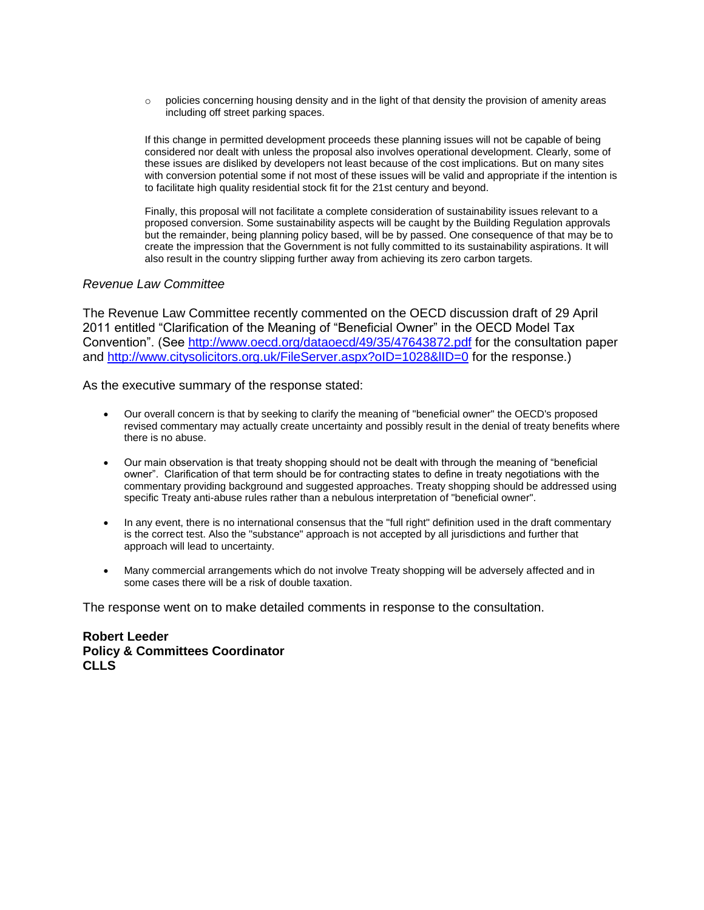- policies concerning housing density and in the light of that density the provision of amenity areas including off street parking spaces.

If this change in permitted development proceeds these planning issues will not be capable of being considered nor dealt with unless the proposal also involves operational development. Clearly, some of these issues are disliked by developers not least because of the cost implications. But on many sites with conversion potential some if not most of these issues will be valid and appropriate if the intention is to facilitate high quality residential stock fit for the 21st century and beyond.

Finally, this proposal will not facilitate a complete consideration of sustainability issues relevant to a proposed conversion. Some sustainability aspects will be caught by the Building Regulation approvals but the remainder, being planning policy based, will be by passed. One consequence of that may be to create the impression that the Government is not fully committed to its sustainability aspirations. It will also result in the country slipping further away from achieving its zero carbon targets.

*Revenue Law Committee*

The Revenue Law Committee recently commented on the OECD discussion draft of 29 April 2011 entitled “Clarification of the Meaning of “Beneficial Owner” in the OECD Model Tax Convention”. (See http://www.oecd.org/dataoecd/49/35/47643872.pdf for the consultation paper and http://www.citysolicitors.org.uk/FileServer.aspx?oID=1028&lID=0 for the response.)

As the executive summary of the response stated:

- Our overall concern is that by seeking to clarify the meaning of "beneficial owner" the OECD's proposed revised commentary may actually create uncertainty and possibly result in the denial of treaty benefits where there is no abuse.
- Our main observation is that treaty shopping should not be dealt with through the meaning of “beneficial owner”. Clarification of that term should be for contracting states to define in treaty negotiations with the commentary providing background and suggested approaches. Treaty shopping should be addressed using specific Treaty anti-abuse rules rather than a nebulous interpretation of "beneficial owner".
- In any event, there is no international consensus that the "full right" definition used in the draft commentary is the correct test. Also the "substance" approach is not accepted by all jurisdictions and further that approach will lead to uncertainty.
- Many commercial arrangements which do not involve Treaty shopping will be adversely affected and in some cases there will be a risk of double taxation.

The response went on to make detailed comments in response to the consultation.

**Robert Leeder**
**Policy & Committees Coordinator**
**CLLS**